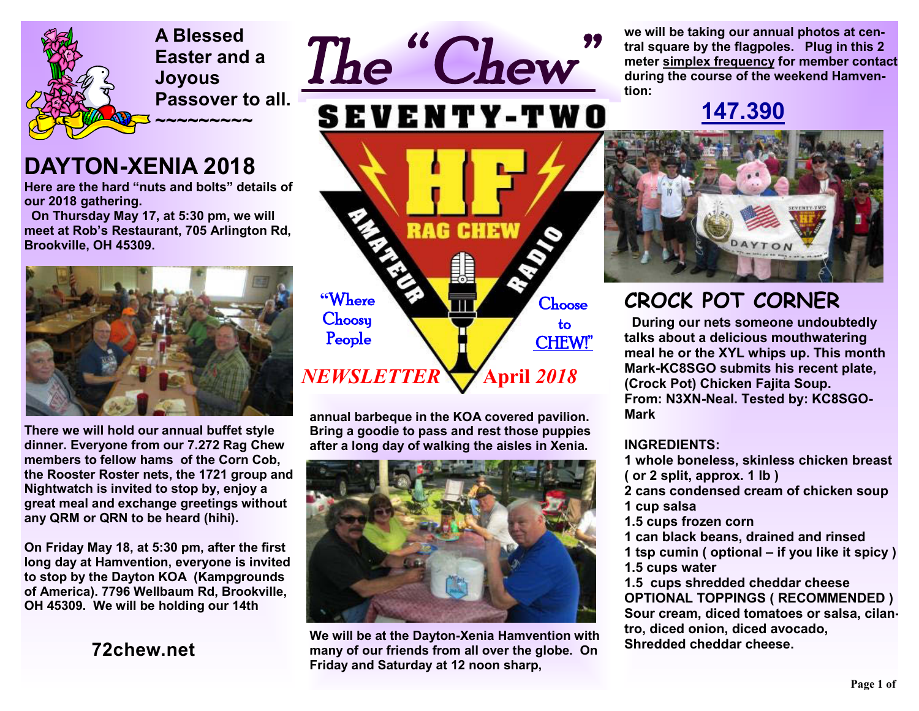A Blessed Easter and a Joyous Passover to all.

~~~~~~~~~

# The "Chew"

SEVENTY-TWO

HF RAG CHEW AMATEUR RADIO

"Where Choosy People Choose to CHEW!"

*NEWSLETTER* **April *2018***

## DAYTON-XENIA 2018

**Here are the hard "nuts and bolts" details of our 2018 gathering.**

**On Thursday May 17, at 5:30 pm, we will meet at Rob's Restaurant, 705 Arlington Rd, Brookville, OH 45309.**

**There we will hold our annual buffet style dinner. Everyone from our 7.272 Rag Chew members to fellow hams of the Corn Cob, the Rooster Roster nets, the 1721 group and Nightwatch is invited to stop by, enjoy a great meal and exchange greetings without any QRM or QRN to be heard (hihi).**

**On Friday May 18, at 5:30 pm, after the first long day at Hamvention, everyone is invited to stop by the Dayton KOA (Kampgrounds of America). 7796 Wellbaum Rd, Brookville, OH 45309. We will be holding our 14th annual barbeque in the KOA covered pavilion. Bring a goodie to pass and rest those puppies after a long day of walking the aisles in Xenia.**

**We will be at the Dayton-Xenia Hamvention with many of our friends from all over the globe. On Friday and Saturday at 12 noon sharp, we will be taking our annual photos at central square by the flagpoles. Plug in this 2 meter simplex frequency for member contact during the course of the weekend Hamvention:**

**147.390**

**72chew.net**

## CROCK POT CORNER

**During our nets someone undoubtedly talks about a delicious mouthwatering meal he or the XYL whips up. This month Mark-KC8SGO submits his recent plate, (Crock Pot) Chicken Fajita Soup. From: N3XN-Neal. Tested by: KC8SGO-Mark**

**INGREDIENTS:**

**1 whole boneless, skinless chicken breast ( or 2 split, approx. 1 lb )**
**2 cans condensed cream of chicken soup**
**1 cup salsa**
**1.5 cups frozen corn**
**1 can black beans, drained and rinsed**
**1 tsp cumin ( optional – if you like it spicy )**
**1.5 cups water**
**1.5 cups shredded cheddar cheese**

**OPTIONAL TOPPINGS ( RECOMMENDED )**
**Sour cream, diced tomatoes or salsa, cilantro, diced onion, diced avocado, Shredded cheddar cheese.**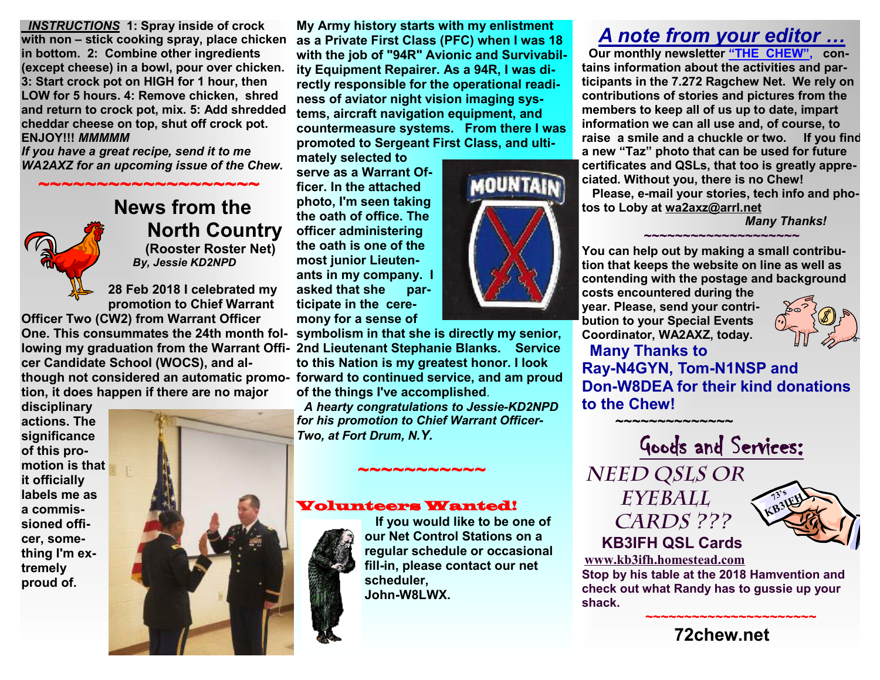***INSTRUCTIONS*** **1: Spray inside of crock with non – stick cooking spray, place chicken in bottom. 2: Combine other ingredients (except cheese) in a bowl, pour over chicken. 3: Start crock pot on HIGH for 1 hour, then LOW for 5 hours. 4: Remove chicken, shred and return to crock pot, mix. 5: Add shredded cheddar cheese on top, shut off crock pot. ENJOY!!!** ***MMMMM***

***If you have a great recipe, send it to me WA2AXZ for an upcoming issue of the Chew.***

~~~~~~~~~~~~~~~~~~~~

## News from the North Country

**(Rooster Roster Net)**

***By, Jessie KD2NPD***

**28 Feb 2018 I celebrated my promotion to Chief Warrant Officer Two (CW2) from Warrant Officer One. This consummates the 24th month following my graduation from the Warrant Officer Candidate School (WOCS), and although not considered an automatic promotion, it does happen if there are no major disciplinary actions. The significance of this promotion is that it officially labels me as a commissioned officer, something I'm extremely proud of.**

**My Army history starts with my enlistment as a Private First Class (PFC) when I was 18 with the job of "94R" Avionic and Survivability Equipment Repairer. As a 94R, I was directly responsible for the operational readiness of aviator night vision imaging systems, aircraft navigation equipment, and countermeasure systems. From there I was promoted to Sergeant First Class, and ultimately selected to serve as a Warrant Officer. In the attached photo, I'm seen taking the oath of office. The officer administering the oath is one of the most junior Lieutenants in my company. I asked that she participate in the ceremony for a sense of symbolism in that she is directly my senior, 2nd Lieutenant Stephanie Blanks. Service to this Nation is my greatest honor. I look forward to continued service, and am proud of the things I've accomplished.**

***A hearty congratulations to Jessie-KD2NPD for his promotion to Chief Warrant Officer-Two, at Fort Drum, N.Y.***

~~~~~~~~~~~~

## Volunteers Wanted!

**If you would like to be one of our Net Control Stations on a regular schedule or occasional fill-in, please contact our net scheduler, John-W8LWX.**

## *A note from your editor …*

**Our monthly newsletter "THE CHEW", contains information about the activities and participants in the 7.272 Ragchew Net. We rely on contributions of stories and pictures from the members to keep all of us up to date, impart information we can all use and, of course, to raise a smile and a chuckle or two. If you find a new "Taz" photo that can be used for future certificates and QSLs, that too is greatly appreciated. Without you, there is no Chew!**

**Please, e-mail your stories, tech info and photos to Loby at wa2axz@arrl.net**

***Many Thanks!***

~~~~~~~~~~~~~~~~~~~~

**You can help out by making a small contribution that keeps the website on line as well as contending with the postage and background costs encountered during the year. Please, send your contribution to your Special Events Coordinator, WA2AXZ, today.**

**Many Thanks to Ray-N4GYN, Tom-N1NSP and Don-W8DEA for their kind donations to the Chew!**

~~~~~~~~~~~~~~

## Goods and Services:

NEED QSLS OR EYEBALL CARDS ???

**KB3IFH QSL Cards**

**www.kb3ifh.homestead.com**

**Stop by his table at the 2018 Hamvention and check out what Randy has to gussie up your shack.**

~~~~~~~~~~~~~~~~~~~~~

**72chew.net**